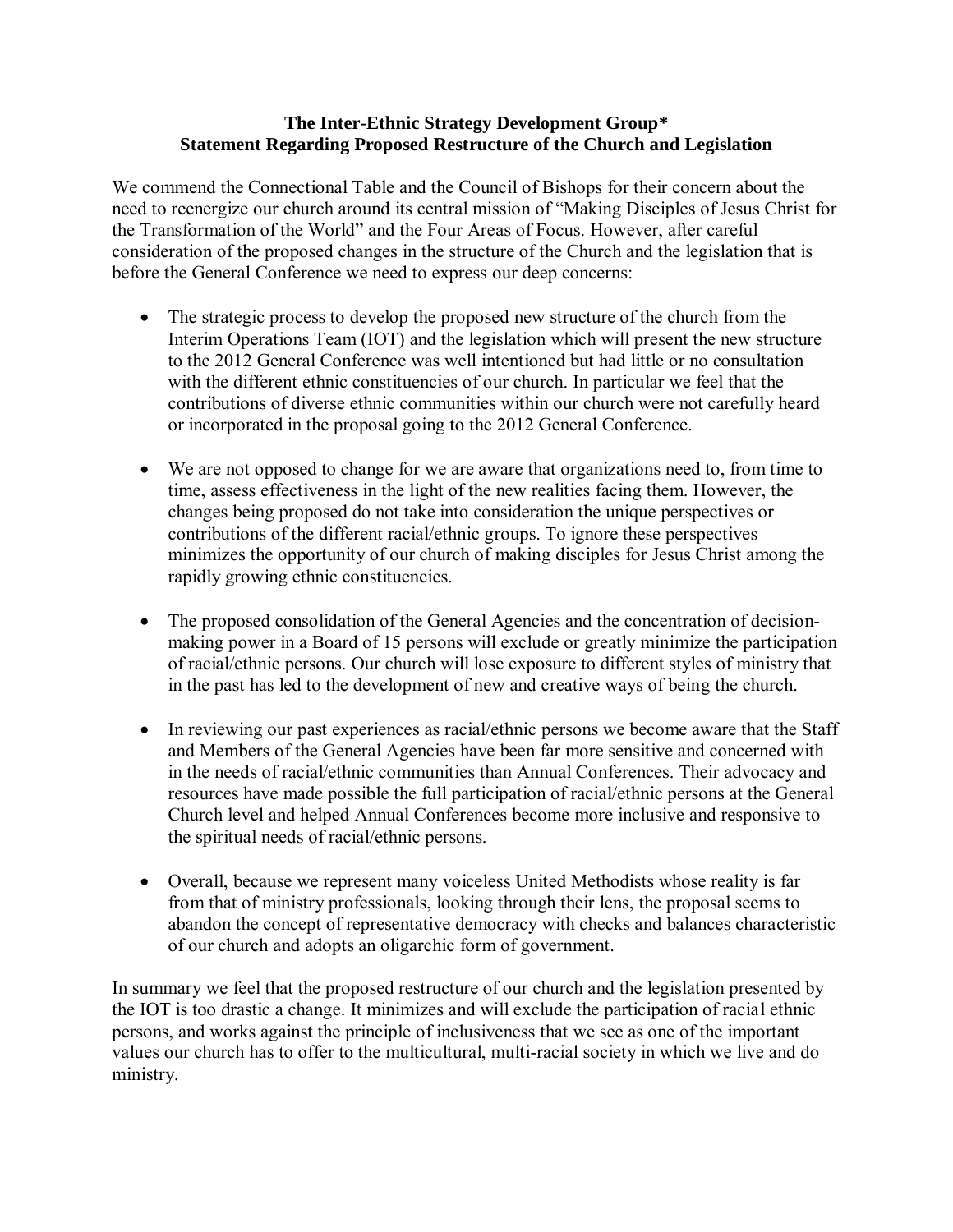**The Inter-Ethnic Strategy Development Group***
**Statement Regarding Proposed Restructure of the Church and Legislation**

We commend the Connectional Table and the Council of Bishops for their concern about the need to reenergize our church around its central mission of "Making Disciples of Jesus Christ for the Transformation of the World" and the Four Areas of Focus. However, after careful consideration of the proposed changes in the structure of the Church and the legislation that is before the General Conference we need to express our deep concerns:

- The strategic process to develop the proposed new structure of the church from the Interim Operations Team (IOT) and the legislation which will present the new structure to the 2012 General Conference was well intentioned but had little or no consultation with the different ethnic constituencies of our church. In particular we feel that the contributions of diverse ethnic communities within our church were not carefully heard or incorporated in the proposal going to the 2012 General Conference.

- We are not opposed to change for we are aware that organizations need to, from time to time, assess effectiveness in the light of the new realities facing them. However, the changes being proposed do not take into consideration the unique perspectives or contributions of the different racial/ethnic groups. To ignore these perspectives minimizes the opportunity of our church of making disciples for Jesus Christ among the rapidly growing ethnic constituencies.

- The proposed consolidation of the General Agencies and the concentration of decision-making power in a Board of 15 persons will exclude or greatly minimize the participation of racial/ethnic persons. Our church will lose exposure to different styles of ministry that in the past has led to the development of new and creative ways of being the church.

- In reviewing our past experiences as racial/ethnic persons we become aware that the Staff and Members of the General Agencies have been far more sensitive and concerned with in the needs of racial/ethnic communities than Annual Conferences. Their advocacy and resources have made possible the full participation of racial/ethnic persons at the General Church level and helped Annual Conferences become more inclusive and responsive to the spiritual needs of racial/ethnic persons.

- Overall, because we represent many voiceless United Methodists whose reality is far from that of ministry professionals, looking through their lens, the proposal seems to abandon the concept of representative democracy with checks and balances characteristic of our church and adopts an oligarchic form of government.

In summary we feel that the proposed restructure of our church and the legislation presented by the IOT is too drastic a change. It minimizes and will exclude the participation of racial ethnic persons, and works against the principle of inclusiveness that we see as one of the important values our church has to offer to the multicultural, multi-racial society in which we live and do ministry.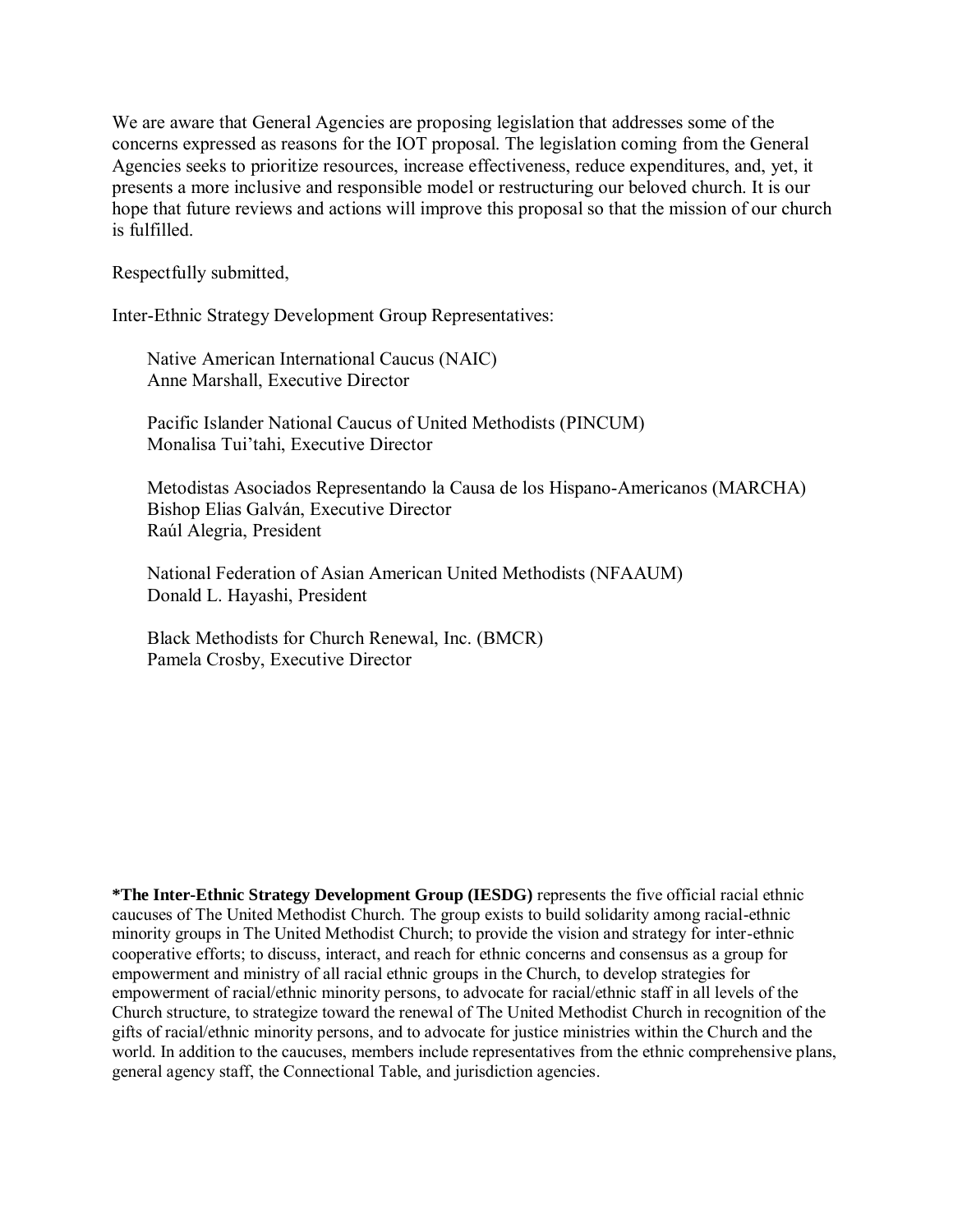We are aware that General Agencies are proposing legislation that addresses some of the concerns expressed as reasons for the IOT proposal. The legislation coming from the General Agencies seeks to prioritize resources, increase effectiveness, reduce expenditures, and, yet, it presents a more inclusive and responsible model or restructuring our beloved church. It is our hope that future reviews and actions will improve this proposal so that the mission of our church is fulfilled.

Respectfully submitted,

Inter-Ethnic Strategy Development Group Representatives:

Native American International Caucus (NAIC)
Anne Marshall, Executive Director

Pacific Islander National Caucus of United Methodists (PINCUM)
Monalisa Tui'tahi, Executive Director

Metodistas Asociados Representando la Causa de los Hispano-Americanos (MARCHA)
Bishop Elias Galván, Executive Director
Raúl Alegria, President

National Federation of Asian American United Methodists (NFAAUM)
Donald L. Hayashi, President

Black Methodists for Church Renewal, Inc. (BMCR)
Pamela Crosby, Executive Director

**\*The Inter-Ethnic Strategy Development Group (IESDG)** represents the five official racial ethnic caucuses of The United Methodist Church. The group exists to build solidarity among racial-ethnic minority groups in The United Methodist Church; to provide the vision and strategy for inter-ethnic cooperative efforts; to discuss, interact, and reach for ethnic concerns and consensus as a group for empowerment and ministry of all racial ethnic groups in the Church, to develop strategies for empowerment of racial/ethnic minority persons, to advocate for racial/ethnic staff in all levels of the Church structure, to strategize toward the renewal of The United Methodist Church in recognition of the gifts of racial/ethnic minority persons, and to advocate for justice ministries within the Church and the world. In addition to the caucuses, members include representatives from the ethnic comprehensive plans, general agency staff, the Connectional Table, and jurisdiction agencies.